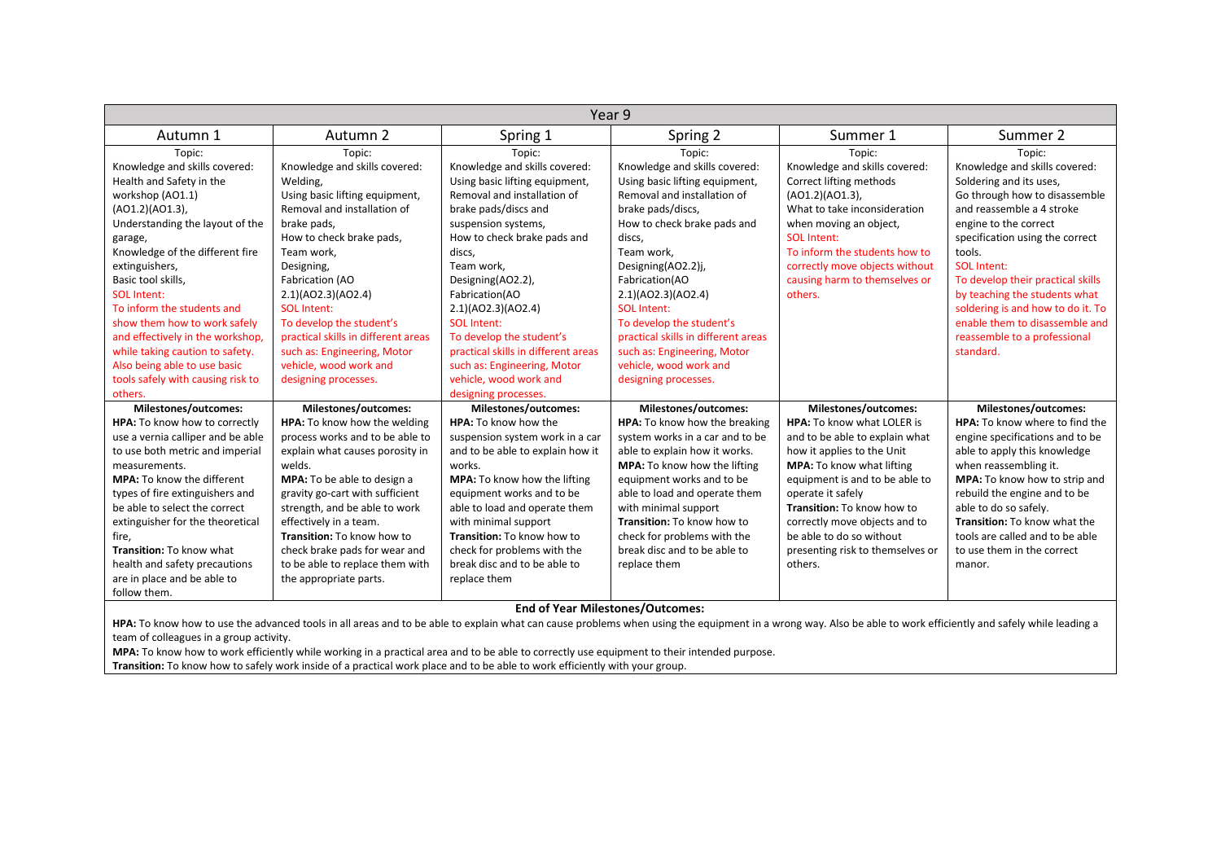| Year 9 | | | | | |
|---|---|---|---|---|---|
| Autumn 1 | Autumn 2 | Spring 1 | Spring 2 | Summer 1 | Summer 2 |
| Topic:<br>Knowledge and skills covered:<br>Health and Safety in the workshop (AO1.1)(AO1.2)(AO1.3),<br>Understanding the layout of the garage,<br>Knowledge of the different fire extinguishers,<br>Basic tool skills,<br>SOL Intent:<br>To inform the students and show them how to work safely and effectively in the workshop, while taking caution to safety. Also being able to use basic tools safely with causing risk to others. | Topic:<br>Knowledge and skills covered:<br>Welding,<br>Using basic lifting equipment,<br>Removal and installation of brake pads,<br>How to check brake pads,<br>Team work,<br>Designing,<br>Fabrication (AO 2.1)(AO2.3)(AO2.4)<br>SOL Intent:<br>To develop the student's practical skills in different areas such as: Engineering, Motor vehicle, wood work and designing processes. | Topic:<br>Knowledge and skills covered:<br>Using basic lifting equipment,<br>Removal and installation of brake pads/discs and suspension systems,<br>How to check brake pads and discs,<br>Team work,<br>Designing(AO2.2),<br>Fabrication(AO 2.1)(AO2.3)(AO2.4)<br>SOL Intent:<br>To develop the student's practical skills in different areas such as: Engineering, Motor vehicle, wood work and designing processes. | Topic:<br>Knowledge and skills covered:<br>Using basic lifting equipment,<br>Removal and installation of brake pads/discs,<br>How to check brake pads and discs,<br>Team work,<br>Designing(AO2.2)j,<br>Fabrication(AO 2.1)(AO2.3)(AO2.4)<br>SOL Intent:<br>To develop the student's practical skills in different areas such as: Engineering, Motor vehicle, wood work and designing processes. | Topic:<br>Knowledge and skills covered:<br>Correct lifting methods (AO1.2)(AO1.3),<br>What to take inconsideration when moving an object,<br>SOL Intent:<br>To inform the students how to correctly move objects without causing harm to themselves or others. | Topic:<br>Knowledge and skills covered:<br>Soldering and its uses,<br>Go through how to disassemble and reassemble a 4 stroke engine to the correct specification using the correct tools.<br>SOL Intent:<br>To develop their practical skills by teaching the students what soldering is and how to do it. To enable them to disassemble and reassemble to a professional standard. |
| **Milestones/outcomes:**<br>**HPA:** To know how to correctly use a vernia calliper and be able to use both metric and imperial measurements.<br>**MPA:** To know the different types of fire extinguishers and be able to select the correct extinguisher for the theoretical fire,<br>**Transition:** To know what health and safety precautions are in place and be able to follow them. | **Milestones/outcomes:**<br>**HPA:** To know how the welding process works and to be able to explain what causes porosity in welds.<br>**MPA:** To be able to design a gravity go-cart with sufficient strength, and to be able to work effectively in a team.<br>**Transition:** To know how to check brake pads for wear and to be able to replace them with the appropriate parts. | **Milestones/outcomes:**<br>**HPA:** To know how the suspension system work in a car and to be able to explain how it works.<br>**MPA:** To know how the lifting equipment works and to be able to load and operate them with minimal support<br>**Transition:** To know how to check for problems with the break disc and to be able to replace them | **Milestones/outcomes:**<br>**HPA:** To know how the breaking system works in a car and to be able to explain how it works.<br>**MPA:** To know how the lifting equipment works and to be able to load and operate them with minimal support<br>**Transition:** To know how to check for problems with the break disc and to be able to replace them | **Milestones/outcomes:**<br>**HPA:** To know what LOLER is and to be able to explain what how it applies to the Unit<br>**MPA:** To know what lifting equipment is and to be able to operate it safely<br>**Transition:** To know how to correctly move objects and to be able to do so without presenting risk to themselves or others. | **Milestones/outcomes:**<br>**HPA:** To know where to find the engine specifications and to be able to apply this knowledge when reassembling it.<br>**MPA:** To know how to strip and rebuild the engine and to be able to do so safely.<br>**Transition:** To know what the tools are called and to be able to use them in the correct manor. |

**End of Year Milestones/Outcomes:**

**HPA:** To know how to use the advanced tools in all areas and to be able to explain what can cause problems when using the equipment in a wrong way. Also be able to work efficiently and safely while leading a team of colleagues in a group activity.

**MPA:** To know how to work efficiently while working in a practical area and to be able to correctly use equipment to their intended purpose.

**Transition:** To know how to safely work inside of a practical work place and to be able to work efficiently with your group.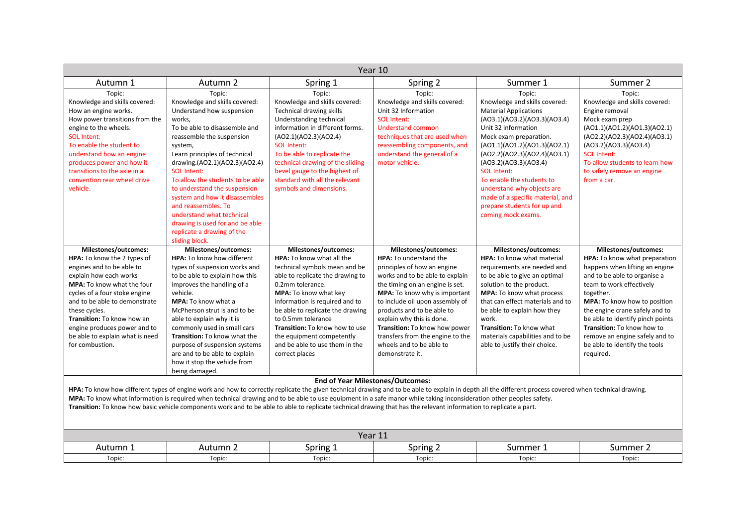| Year 10 | | | | | |
|---|---|---|---|---|---|
| Autumn 1 | Autumn 2 | Spring 1 | Spring 2 | Summer 1 | Summer 2 |
| Topic:<br>Knowledge and skills covered:<br>How an engine works.<br>How power transitions from the engine to the wheels.<br>SOL Intent:<br>To enable the student to understand how an engine produces power and how it transitions to the axle in a convention rear wheel drive vehicle. | Topic:<br>Knowledge and skills covered:<br>Understand how suspension works,<br>To be able to disassemble and reassemble the suspension system,<br>Learn principles of technical drawing.(AO2.1)(AO2.3)(AO2.4)<br>SOL Intent:<br>To allow the students to be able to understand the suspension system and how it disassembles and reassembles. To understand what technical drawing is used for and be able replicate a drawing of the sliding block. | Topic:<br>Knowledge and skills covered:<br>Technical drawing skills<br>Understanding technical information in different forms.<br>(AO2.1)(AO2.3)(AO2.4)<br>SOL Intent:<br>To be able to replicate the technical drawing of the sliding bevel gauge to the highest of standard with all the relevant symbols and dimensions. | Topic:<br>Knowledge and skills covered:<br>Unit 32 Information<br>SOL Intent:<br>Understand common techniques that are used when reassembling components, and understand the general of a motor vehicle. | Topic:<br>Knowledge and skills covered:<br>Material Applications<br>(AO3.1)(AO3.2)(AO3.3)(AO3.4)<br>Unit 32 information<br>Mock exam preparation.<br>(AO1.1)(AO1.2)(AO1.3)(AO2.1)<br>(AO2.2)(AO2.3)(AO2.4)(AO3.1)<br>(AO3.2)(AO3.3)(AO3.4)<br>SOL Intent:<br>To enable the students to understand why objects are made of a specific material, and prepare students for up and coming mock exams. | Topic:<br>Knowledge and skills covered:<br>Engine removal<br>Mock exam prep<br>(AO1.1)(AO1.2)(AO1.3)(AO2.1)<br>(AO2.2)(AO2.3)(AO2.4)(AO3.1)<br>(AO3.2)(AO3.3)(AO3.4)<br>SOL Intent:<br>To allow students to learn how to safely remove an engine from a car. |
| **Milestones/outcomes:**<br>**HPA:** To know the 2 types of engines and to be able to explain how each works<br>**MPA:** To know what the four cycles of a four stoke engine and to be able to demonstrate these cycles.<br>**Transition:** To know how an engine produces power and to be able to explain what is need for combustion. | **Milestones/outcomes:**<br>**HPA:** To know how different types of suspension works and to be able to explain how this improves the handling of a vehicle.<br>**MPA:** To know what a McPherson strut is and to be able to explain why it is commonly used in small cars<br>**Transition:** To know what the purpose of suspension systems are and to be able to explain how it stop the vehicle from being damaged. | **Milestones/outcomes:**<br>**HPA:** To know what all the technical symbols mean and be able to replicate the drawing to 0.2mm tolerance.<br>**MPA:** To know what key information is required and to be able to replicate the drawing to 0.5mm tolerance<br>**Transition:** To know how to use the equipment competently and be able to use them in the correct places | **Milestones/outcomes:**<br>**HPA:** To understand the principles of how an engine works and to be able to explain the timing on an engine is set.<br>**MPA:** To know why is important to include oil upon assembly of products and to be able to explain why this is done.<br>**Transition:** To know how power transfers from the engine to the wheels and to be able to demonstrate it. | **Milestones/outcomes:**<br>**HPA:** To know what material requirements are needed and to be able to give an optimal solution to the product.<br>**MPA:** To know what process that can effect materials and to be able to explain how they work.<br>**Transition:** To know what materials capabilities and to be able to justify their choice. | **Milestones/outcomes:**<br>**HPA:** To know what preparation happens when lifting an engine and to be able to organise a team to work effectively together.<br>**MPA:** To know how to position the engine crane safely and to be able to identify pinch points<br>**Transition:** To know how to remove an engine safely and to be able to identify the tools required. |
| **End of Year Milestones/Outcomes:**<br>**HPA:** To know how different types of engine work and how to correctly replicate the given technical drawing and to be able to explain in depth all the different process covered when technical drawing.<br>**MPA:** To know what information is required when technical drawing and to be able to use equipment in a safe manor while taking inconsideration other peoples safety.<br>**Transition:** To know how basic vehicle components work and to be able to able to replicate technical drawing that has the relevant information to replicate a part. | | | | | |

| Year 11 | | | | | |
|---|---|---|---|---|---|
| Autumn 1 | Autumn 2 | Spring 1 | Spring 2 | Summer 1 | Summer 2 |
| Topic: | Topic: | Topic: | Topic: | Topic: | Topic: |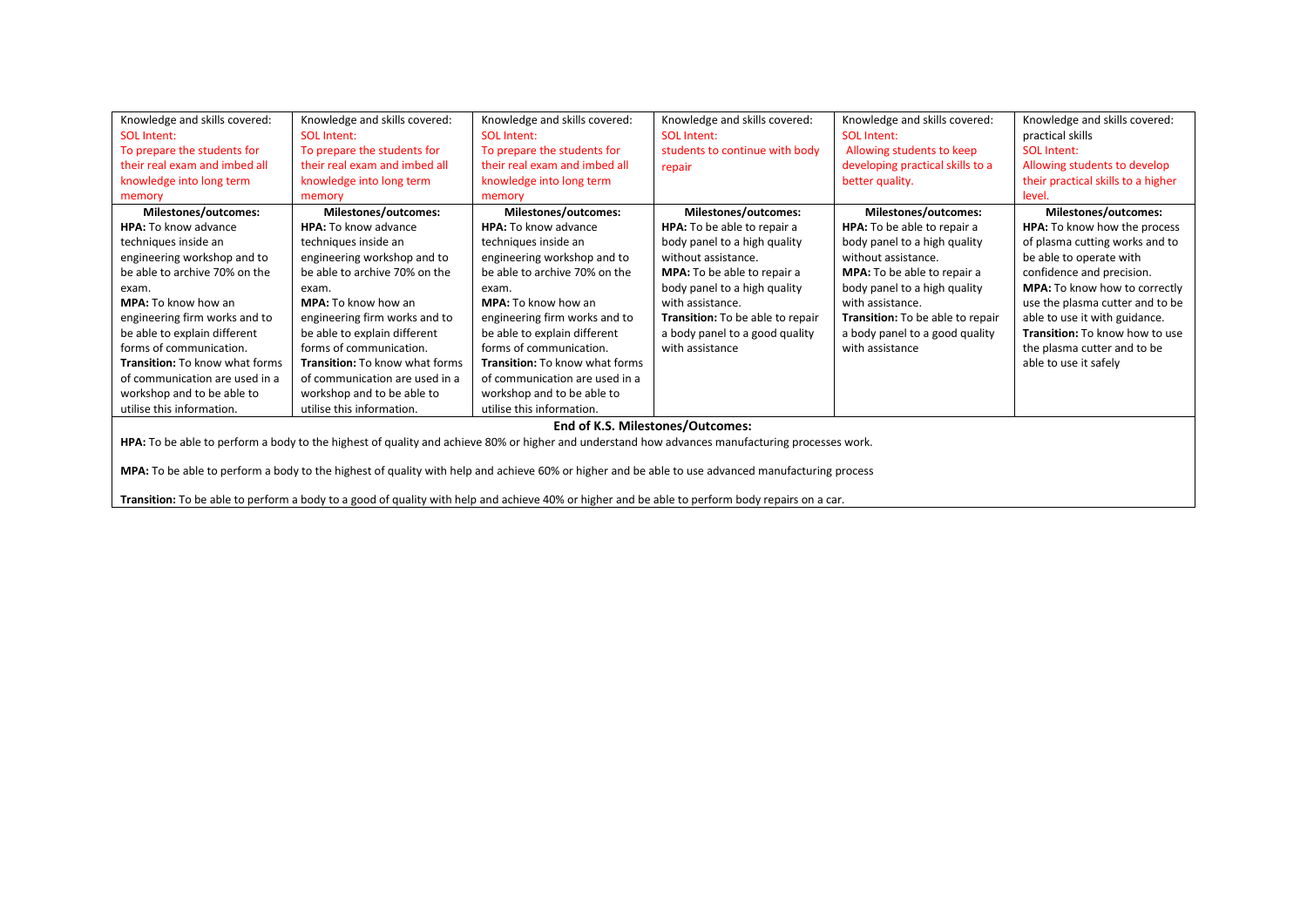| | | | | | |
|---|---|---|---|---|---|
| Knowledge and skills covered:<br>SOL Intent:<br>To prepare the students for their real exam and imbed all knowledge into long term memory | Knowledge and skills covered:<br>SOL Intent:<br>To prepare the students for their real exam and imbed all knowledge into long term memory | Knowledge and skills covered:<br>SOL Intent:<br>To prepare the students for their real exam and imbed all knowledge into long term memory | Knowledge and skills covered:<br>SOL Intent:<br>students to continue with body repair | Knowledge and skills covered:<br>SOL Intent:<br>Allowing students to keep developing practical skills to a better quality. | Knowledge and skills covered:<br>practical skills<br>SOL Intent:<br>Allowing students to develop their practical skills to a higher level. |
| **Milestones/outcomes:**<br>**HPA:** To know advance techniques inside an engineering workshop and to be able to archive 70% on the exam.<br>**MPA:** To know how an engineering firm works and to be able to explain different forms of communication.<br>**Transition:** To know what forms of communication are used in a workshop and to be able to utilise this information. | **Milestones/outcomes:**<br>**HPA:** To know advance techniques inside an engineering workshop and to be able to archive 70% on the exam.<br>**MPA:** To know how an engineering firm works and to be able to explain different forms of communication.<br>**Transition:** To know what forms of communication are used in a workshop and to be able to utilise this information. | **Milestones/outcomes:**<br>**HPA:** To know advance techniques inside an engineering workshop and to be able to archive 70% on the exam.<br>**MPA:** To know how an engineering firm works and to be able to explain different forms of communication.<br>**Transition:** To know what forms of communication are used in a workshop and to be able to utilise this information. | **Milestones/outcomes:**<br>**HPA:** To be able to repair a body panel to a high quality without assistance.<br>**MPA:** To be able to repair a body panel to a high quality with assistance.<br>**Transition:** To be able to repair a body panel to a good quality with assistance | **Milestones/outcomes:**<br>**HPA:** To be able to repair a body panel to a high quality without assistance.<br>**MPA:** To be able to repair a body panel to a high quality with assistance.<br>**Transition:** To be able to repair a body panel to a good quality with assistance | **Milestones/outcomes:**<br>**HPA:** To know how the process of plasma cutting works and to be able to operate with confidence and precision.<br>**MPA:** To know how to correctly use the plasma cutter and to be able to use it with guidance.<br>**Transition:** To know how to use the plasma cutter and to be able to use it safely |

**End of K.S. Milestones/Outcomes:**

**HPA:** To be able to perform a body to the highest of quality and achieve 80% or higher and understand how advances manufacturing processes work.

**MPA:** To be able to perform a body to the highest of quality with help and achieve 60% or higher and be able to use advanced manufacturing process

**Transition:** To be able to perform a body to a good of quality with help and achieve 40% or higher and be able to perform body repairs on a car.